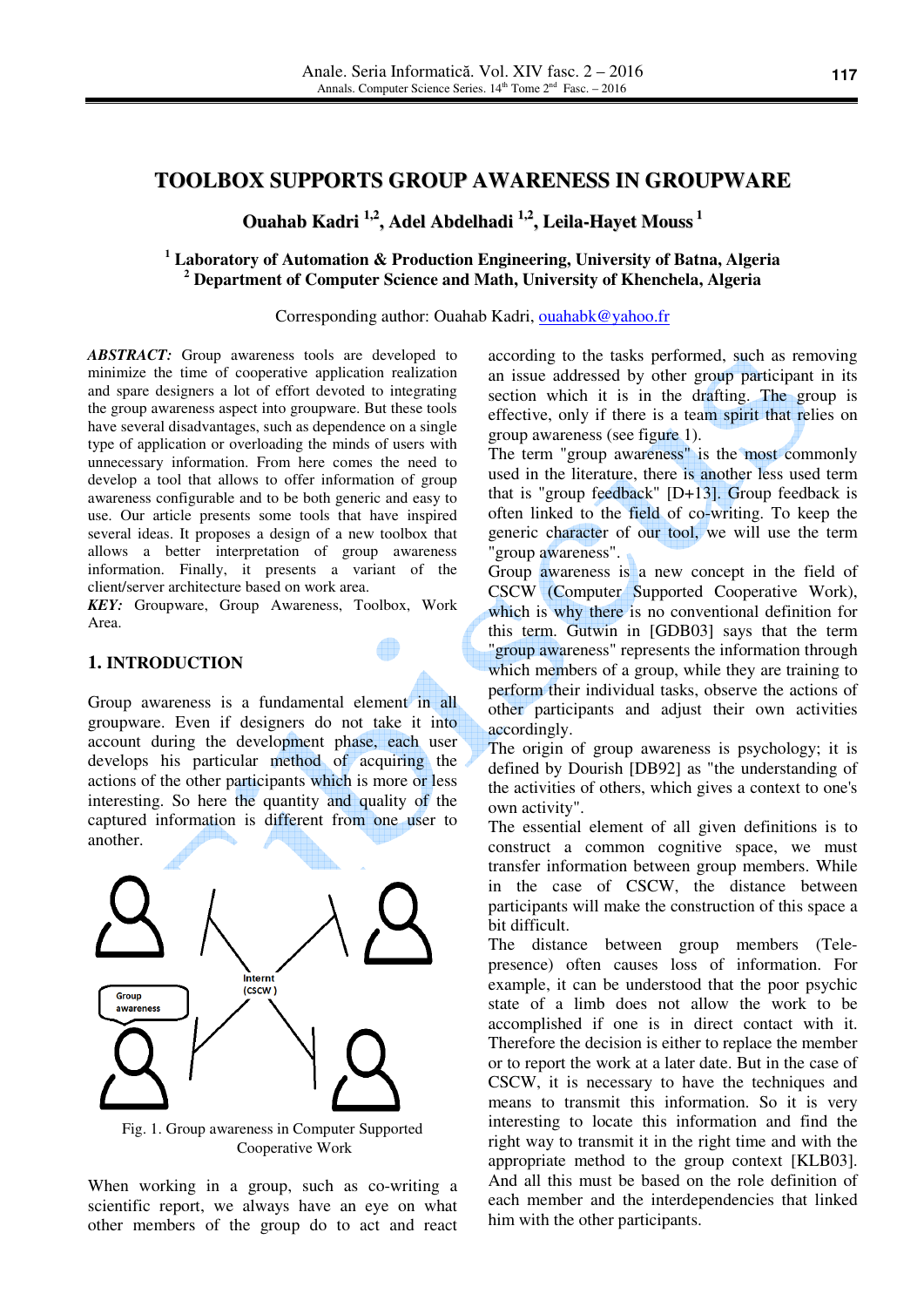# TOOLBOX SUPPORTS GROUP AWARENESS IN GROUPWARE

**Ouahab Kadri [1,2], Adel Abdelhadi [1,2], Leila-Hayet Mouss [1]**

[1] **Laboratory of Automation & Production Engineering, University of Batna, Algeria**
[2] **Department of Computer Science and Math, University of Khenchela, Algeria**

Corresponding author: Ouahab Kadri, ouahabk@yahoo.fr

***ABSTRACT:*** Group awareness tools are developed to minimize the time of cooperative application realization and spare designers a lot of effort devoted to integrating the group awareness aspect into groupware. But these tools have several disadvantages, such as dependence on a single type of application or overloading the minds of users with unnecessary information. From here comes the need to develop a tool that allows to offer information of group awareness configurable and to be both generic and easy to use. Our article presents some tools that have inspired several ideas. It proposes a design of a new toolbox that allows a better interpretation of group awareness information. Finally, it presents a variant of the client/server architecture based on work area.

***KEY:*** Groupware, Group Awareness, Toolbox, Work Area.

## 1. INTRODUCTION

Group awareness is a fundamental element in all groupware. Even if designers do not take it into account during the development phase, each user develops his particular method of acquiring the actions of the other participants which is more or less interesting. So here the quantity and quality of the captured information is different from one user to another.

Fig. 1. Group awareness in Computer Supported Cooperative Work

When working in a group, such as co-writing a scientific report, we always have an eye on what other members of the group do to act and react according to the tasks performed, such as removing an issue addressed by other group participant in its section which it is in the drafting. The group is effective, only if there is a team spirit that relies on group awareness (see figure 1).

The term "group awareness" is the most commonly used in the literature, there is another less used term that is "group feedback" [D+13]. Group feedback is often linked to the field of co-writing. To keep the generic character of our tool, we will use the term "group awareness".

Group awareness is a new concept in the field of CSCW (Computer Supported Cooperative Work), which is why there is no conventional definition for this term. Gutwin in [GDB03] says that the term "group awareness" represents the information through which members of a group, while they are training to perform their individual tasks, observe the actions of other participants and adjust their own activities accordingly.

The origin of group awareness is psychology; it is defined by Dourish [DB92] as "the understanding of the activities of others, which gives a context to one's own activity".

The essential element of all given definitions is to construct a common cognitive space, we must transfer information between group members. While in the case of CSCW, the distance between participants will make the construction of this space a bit difficult.

The distance between group members (Tele-presence) often causes loss of information. For example, it can be understood that the poor psychic state of a limb does not allow the work to be accomplished if one is in direct contact with it. Therefore the decision is either to replace the member or to report the work at a later date. But in the case of CSCW, it is necessary to have the techniques and means to transmit this information. So it is very interesting to locate this information and find the right way to transmit it in the right time and with the appropriate method to the group context [KLB03]. And all this must be based on the role definition of each member and the interdependencies that linked him with the other participants.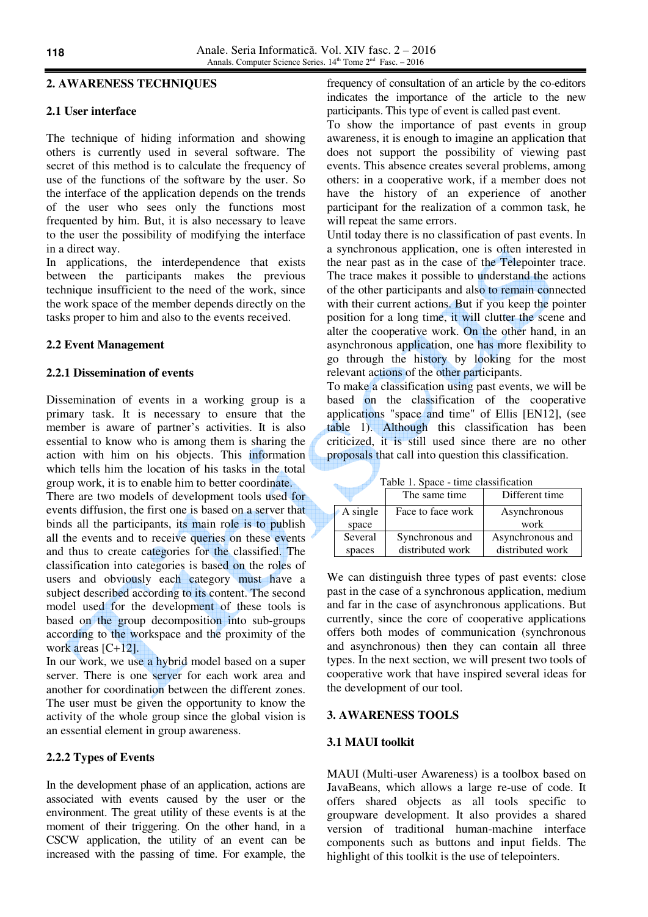## 2. AWARENESS TECHNIQUES

### 2.1 User interface

The technique of hiding information and showing others is currently used in several software. The secret of this method is to calculate the frequency of use of the functions of the software by the user. So the interface of the application depends on the trends of the user who sees only the functions most frequented by him. But, it is also necessary to leave to the user the possibility of modifying the interface in a direct way.

In applications, the interdependence that exists between the participants makes the previous technique insufficient to the need of the work, since the work space of the member depends directly on the tasks proper to him and also to the events received.

### 2.2 Event Management

#### 2.2.1 Dissemination of events

Dissemination of events in a working group is a primary task. It is necessary to ensure that the member is aware of partner's activities. It is also essential to know who is among them is sharing the action with him on his objects. This information which tells him the location of his tasks in the total group work, it is to enable him to better coordinate.

There are two models of development tools used for events diffusion, the first one is based on a server that binds all the participants, its main role is to publish all the events and to receive queries on these events and thus to create categories for the classified. The classification into categories is based on the roles of users and obviously each category must have a subject described according to its content. The second model used for the development of these tools is based on the group decomposition into sub-groups according to the workspace and the proximity of the work areas [C+12].

In our work, we use a hybrid model based on a super server. There is one server for each work area and another for coordination between the different zones. The user must be given the opportunity to know the activity of the whole group since the global vision is an essential element in group awareness.

#### 2.2.2 Types of Events

In the development phase of an application, actions are associated with events caused by the user or the environment. The great utility of these events is at the moment of their triggering. On the other hand, in a CSCW application, the utility of an event can be increased with the passing of time. For example, the frequency of consultation of an article by the co-editors indicates the importance of the article to the new participants. This type of event is called past event.

To show the importance of past events in group awareness, it is enough to imagine an application that does not support the possibility of viewing past events. This absence creates several problems, among others: in a cooperative work, if a member does not have the history of an experience of another participant for the realization of a common task, he will repeat the same errors.

Until today there is no classification of past events. In a synchronous application, one is often interested in the near past as in the case of the Telepointer trace. The trace makes it possible to understand the actions of the other participants and also to remain connected with their current actions. But if you keep the pointer position for a long time, it will clutter the scene and alter the cooperative work. On the other hand, in an asynchronous application, one has more flexibility to go through the history by looking for the most relevant actions of the other participants.

To make a classification using past events, we will be based on the classification of the cooperative applications "space and time" of Ellis [EN12], (see table 1). Although this classification has been criticized, it is still used since there are no other proposals that call into question this classification.

Table 1. Space - time classification

| | The same time | Different time |
|---|---|---|
| A single space | Face to face work | Asynchronous work |
| Several spaces | Synchronous and distributed work | Asynchronous and distributed work |

We can distinguish three types of past events: close past in the case of a synchronous application, medium and far in the case of asynchronous applications. But currently, since the core of cooperative applications offers both modes of communication (synchronous and asynchronous) then they can contain all three types. In the next section, we will present two tools of cooperative work that have inspired several ideas for the development of our tool.

## 3. AWARENESS TOOLS

### 3.1 MAUI toolkit

MAUI (Multi-user Awareness) is a toolbox based on JavaBeans, which allows a large re-use of code. It offers shared objects as all tools specific to groupware development. It also provides a shared version of traditional human-machine interface components such as buttons and input fields. The highlight of this toolkit is the use of telepointers.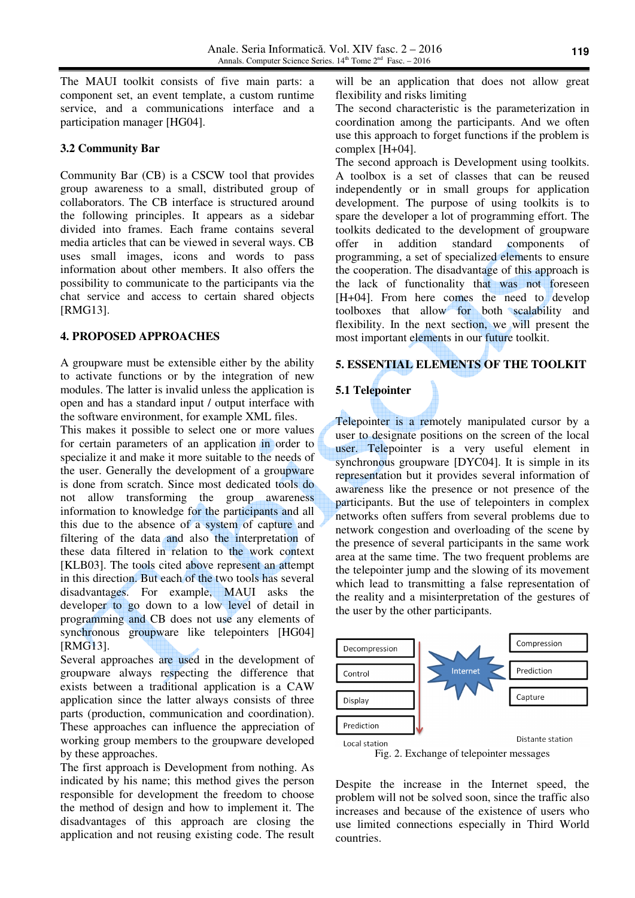The MAUI toolkit consists of five main parts: a component set, an event template, a custom runtime service, and a communications interface and a participation manager [HG04].

### 3.2 Community Bar

Community Bar (CB) is a CSCW tool that provides group awareness to a small, distributed group of collaborators. The CB interface is structured around the following principles. It appears as a sidebar divided into frames. Each frame contains several media articles that can be viewed in several ways. CB uses small images, icons and words to pass information about other members. It also offers the possibility to communicate to the participants via the chat service and access to certain shared objects [RMG13].

## 4. PROPOSED APPROACHES

A groupware must be extensible either by the ability to activate functions or by the integration of new modules. The latter is invalid unless the application is open and has a standard input / output interface with the software environment, for example XML files.

This makes it possible to select one or more values for certain parameters of an application in order to specialize it and make it more suitable to the needs of the user. Generally the development of a groupware is done from scratch. Since most dedicated tools do not allow transforming the group awareness information to knowledge for the participants and all this due to the absence of a system of capture and filtering of the data and also the interpretation of these data filtered in relation to the work context [KLB03]. The tools cited above represent an attempt in this direction. But each of the two tools has several disadvantages. For example, MAUI asks the developer to go down to a low level of detail in programming and CB does not use any elements of synchronous groupware like telepointers [HG04] [RMG13].

Several approaches are used in the development of groupware always respecting the difference that exists between a traditional application is a CAW application since the latter always consists of three parts (production, communication and coordination). These approaches can influence the appreciation of working group members to the groupware developed by these approaches.

The first approach is Development from nothing. As indicated by his name; this method gives the person responsible for development the freedom to choose the method of design and how to implement it. The disadvantages of this approach are closing the application and not reusing existing code. The result will be an application that does not allow great flexibility and risks limiting

The second characteristic is the parameterization in coordination among the participants. And we often use this approach to forget functions if the problem is complex [H+04].

The second approach is Development using toolkits. A toolbox is a set of classes that can be reused independently or in small groups for application development. The purpose of using toolkits is to spare the developer a lot of programming effort. The toolkits dedicated to the development of groupware offer in addition standard components of programming, a set of specialized elements to ensure the cooperation. The disadvantage of this approach is the lack of functionality that was not foreseen [H+04]. From here comes the need to develop toolboxes that allow for both scalability and flexibility. In the next section, we will present the most important elements in our future toolkit.

## 5. ESSENTIAL ELEMENTS OF THE TOOLKIT

### 5.1 Telepointer

Telepointer is a remotely manipulated cursor by a user to designate positions on the screen of the local user. Telepointer is a very useful element in synchronous groupware [DYC04]. It is simple in its representation but it provides several information of awareness like the presence or not presence of the participants. But the use of telepointers in complex networks often suffers from several problems due to network congestion and overloading of the scene by the presence of several participants in the same work area at the same time. The two frequent problems are the telepointer jump and the slowing of its movement which lead to transmitting a false representation of the reality and a misinterpretation of the gestures of the user by the other participants.

Decompression | Control | Display | Prediction — Local station
Internet
Compression | Prediction | Capture — Distante station

Fig. 2. Exchange of telepointer messages

Despite the increase in the Internet speed, the problem will not be solved soon, since the traffic also increases and because of the existence of users who use limited connections especially in Third World countries.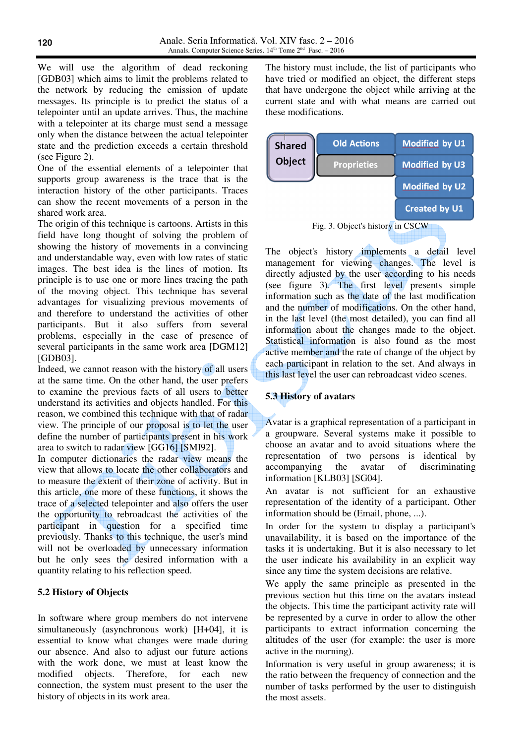We will use the algorithm of dead reckoning [GDB03] which aims to limit the problems related to the network by reducing the emission of update messages. Its principle is to predict the status of a telepointer until an update arrives. Thus, the machine with a telepointer at its charge must send a message only when the distance between the actual telepointer state and the prediction exceeds a certain threshold (see Figure 2).

One of the essential elements of a telepointer that supports group awareness is the trace that is the interaction history of the other participants. Traces can show the recent movements of a person in the shared work area.

The origin of this technique is cartoons. Artists in this field have long thought of solving the problem of showing the history of movements in a convincing and understandable way, even with low rates of static images. The best idea is the lines of motion. Its principle is to use one or more lines tracing the path of the moving object. This technique has several advantages for visualizing previous movements of and therefore to understand the activities of other participants. But it also suffers from several problems, especially in the case of presence of several participants in the same work area [DGM12] [GDB03].

Indeed, we cannot reason with the history of all users at the same time. On the other hand, the user prefers to examine the previous facts of all users to better understand its activities and objects handled. For this reason, we combined this technique with that of radar view. The principle of our proposal is to let the user define the number of participants present in his work area to switch to radar view [GG16] [SMI92].

In computer dictionaries the radar view means the view that allows to locate the other collaborators and to measure the extent of their zone of activity. But in this article, one more of these functions, it shows the trace of a selected telepointer and also offers the user the opportunity to rebroadcast the activities of the participant in question for a specified time previously. Thanks to this technique, the user's mind will not be overloaded by unnecessary information but he only sees the desired information with a quantity relating to his reflection speed.

### 5.2 History of Objects

In software where group members do not intervene simultaneously (asynchronous work) [H+04], it is essential to know what changes were made during our absence. And also to adjust our future actions with the work done, we must at least know the modified objects. Therefore, for each new connection, the system must present to the user the history of objects in its work area.

The history must include, the list of participants who have tried or modified an object, the different steps that have undergone the object while arriving at the current state and with what means are carried out these modifications.

| Shared Object | Old Actions | Modified by U1 |
| --- | --- | --- |
| | Proprieties | Modified by U3 |
| | | Modified by U2 |
| | | Created by U1 |

Fig. 3. Object's history in CSCW

The object's history implements a detail level management for viewing changes. The level is directly adjusted by the user according to his needs (see figure 3). The first level presents simple information such as the date of the last modification and the number of modifications. On the other hand, in the last level (the most detailed), you can find all information about the changes made to the object. Statistical information is also found as the most active member and the rate of change of the object by each participant in relation to the set. And always in this last level the user can rebroadcast video scenes.

### 5.3 History of avatars

Avatar is a graphical representation of a participant in a groupware. Several systems make it possible to choose an avatar and to avoid situations where the representation of two persons is identical by accompanying the avatar of discriminating information [KLB03] [SG04].

An avatar is not sufficient for an exhaustive representation of the identity of a participant. Other information should be (Email, phone, ...).

In order for the system to display a participant's unavailability, it is based on the importance of the tasks it is undertaking. But it is also necessary to let the user indicate his availability in an explicit way since any time the system decisions are relative.

We apply the same principle as presented in the previous section but this time on the avatars instead the objects. This time the participant activity rate will be represented by a curve in order to allow the other participants to extract information concerning the altitudes of the user (for example: the user is more active in the morning).

Information is very useful in group awareness; it is the ratio between the frequency of connection and the number of tasks performed by the user to distinguish the most assets.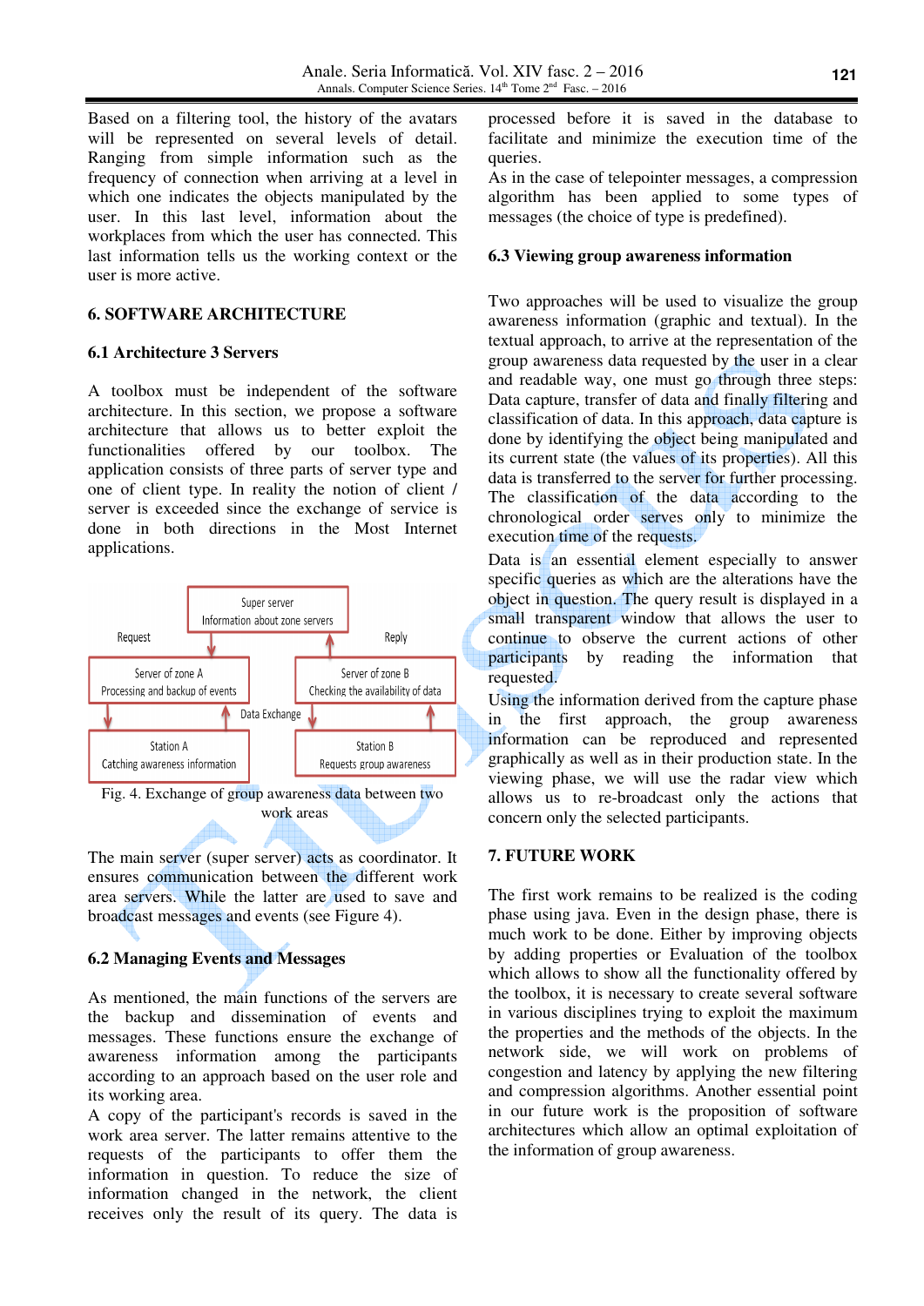Based on a filtering tool, the history of the avatars will be represented on several levels of detail. Ranging from simple information such as the frequency of connection when arriving at a level in which one indicates the objects manipulated by the user. In this last level, information about the workplaces from which the user has connected. This last information tells us the working context or the user is more active.

## 6. SOFTWARE ARCHITECTURE

### 6.1 Architecture 3 Servers

A toolbox must be independent of the software architecture. In this section, we propose a software architecture that allows us to better exploit the functionalities offered by our toolbox. The application consists of three parts of server type and one of client type. In reality the notion of client / server is exceeded since the exchange of service is done in both directions in the Most Internet applications.

Fig. 4. Exchange of group awareness data between two work areas

The main server (super server) acts as coordinator. It ensures communication between the different work area servers. While the latter are used to save and broadcast messages and events (see Figure 4).

### 6.2 Managing Events and Messages

As mentioned, the main functions of the servers are the backup and dissemination of events and messages. These functions ensure the exchange of awareness information among the participants according to an approach based on the user role and its working area.

A copy of the participant's records is saved in the work area server. The latter remains attentive to the requests of the participants to offer them the information in question. To reduce the size of information changed in the network, the client receives only the result of its query. The data is processed before it is saved in the database to facilitate and minimize the execution time of the queries.

As in the case of telepointer messages, a compression algorithm has been applied to some types of messages (the choice of type is predefined).

### 6.3 Viewing group awareness information

Two approaches will be used to visualize the group awareness information (graphic and textual). In the textual approach, to arrive at the representation of the group awareness data requested by the user in a clear and readable way, one must go through three steps: Data capture, transfer of data and finally filtering and classification of data. In this approach, data capture is done by identifying the object being manipulated and its current state (the values of its properties). All this data is transferred to the server for further processing. The classification of the data according to the chronological order serves only to minimize the execution time of the requests.

Data is an essential element especially to answer specific queries as which are the alterations have the object in question. The query result is displayed in a small transparent window that allows the user to continue to observe the current actions of other participants by reading the information that requested.

Using the information derived from the capture phase in the first approach, the group awareness information can be reproduced and represented graphically as well as in their production state. In the viewing phase, we will use the radar view which allows us to re-broadcast only the actions that concern only the selected participants.

## 7. FUTURE WORK

The first work remains to be realized is the coding phase using java. Even in the design phase, there is much work to be done. Either by improving objects by adding properties or Evaluation of the toolbox which allows to show all the functionality offered by the toolbox, it is necessary to create several software in various disciplines trying to exploit the maximum the properties and the methods of the objects. In the network side, we will work on problems of congestion and latency by applying the new filtering and compression algorithms. Another essential point in our future work is the proposition of software architectures which allow an optimal exploitation of the information of group awareness.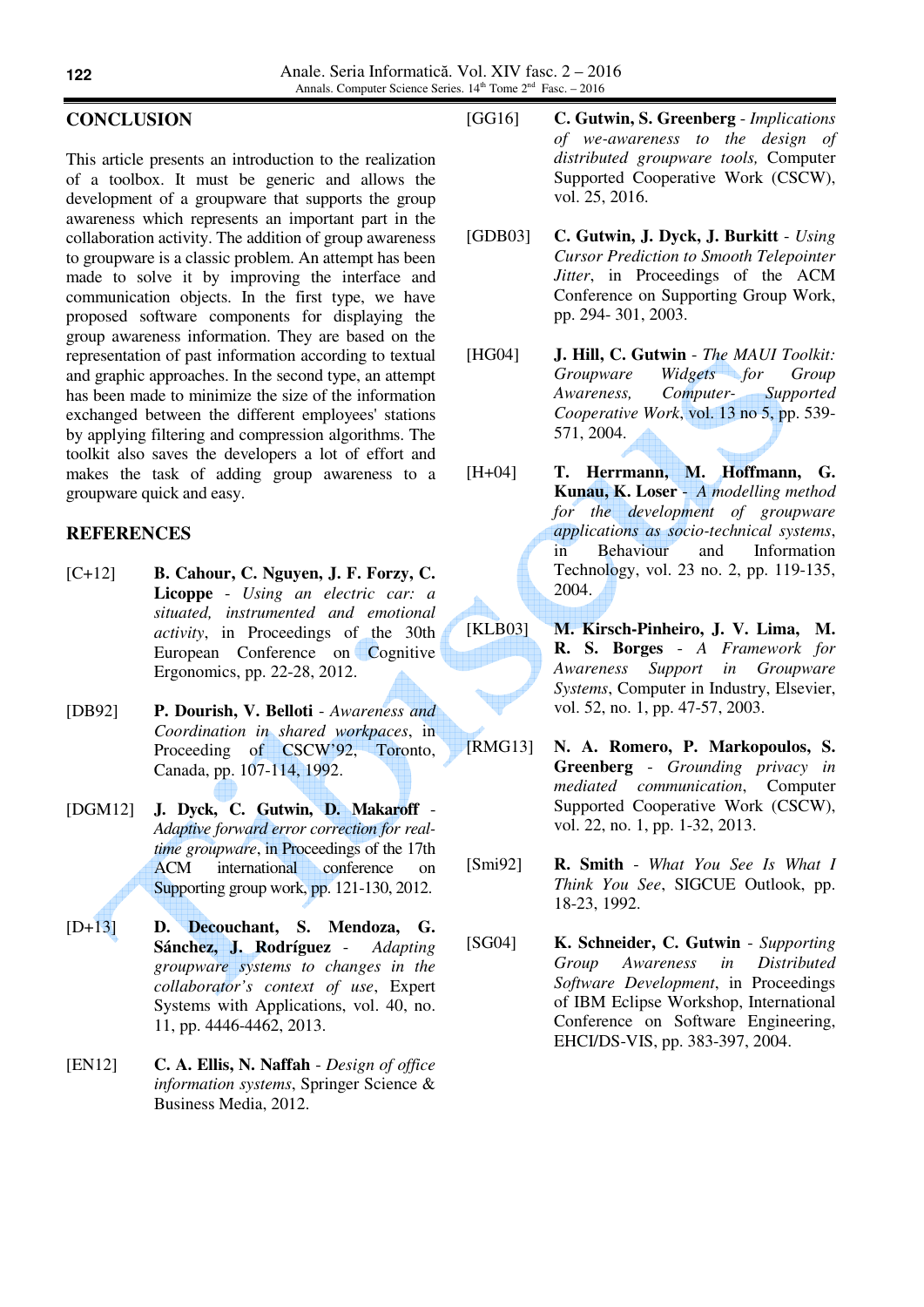## CONCLUSION

This article presents an introduction to the realization of a toolbox. It must be generic and allows the development of a groupware that supports the group awareness which represents an important part in the collaboration activity. The addition of group awareness to groupware is a classic problem. An attempt has been made to solve it by improving the interface and communication objects. In the first type, we have proposed software components for displaying the group awareness information. They are based on the representation of past information according to textual and graphic approaches. In the second type, an attempt has been made to minimize the size of the information exchanged between the different employees' stations by applying filtering and compression algorithms. The toolkit also saves the developers a lot of effort and makes the task of adding group awareness to a groupware quick and easy.

## REFERENCES

[C+12] **B. Cahour, C. Nguyen, J. F. Forzy, C. Licoppe** - *Using an electric car: a situated, instrumented and emotional activity*, in Proceedings of the 30th European Conference on Cognitive Ergonomics, pp. 22-28, 2012.

[DB92] **P. Dourish, V. Belloti** - *Awareness and Coordination in shared workpaces*, in Proceeding of CSCW'92, Toronto, Canada, pp. 107-114, 1992.

[DGM12] **J. Dyck, C. Gutwin, D. Makaroff** - *Adaptive forward error correction for real-time groupware*, in Proceedings of the 17th ACM international conference on Supporting group work, pp. 121-130, 2012.

[D+13] **D. Decouchant, S. Mendoza, G. Sánchez, J. Rodríguez** - *Adapting groupware systems to changes in the collaborator's context of use*, Expert Systems with Applications, vol. 40, no. 11, pp. 4446-4462, 2013.

[EN12] **C. A. Ellis, N. Naffah** - *Design of office information systems*, Springer Science & Business Media, 2012.

[GG16] **C. Gutwin, S. Greenberg** - *Implications of we-awareness to the design of distributed groupware tools,* Computer Supported Cooperative Work (CSCW), vol. 25, 2016.

[GDB03] **C. Gutwin, J. Dyck, J. Burkitt** - *Using Cursor Prediction to Smooth Telepointer Jitter*, in Proceedings of the ACM Conference on Supporting Group Work, pp. 294- 301, 2003.

[HG04] **J. Hill, C. Gutwin** - *The MAUI Toolkit: Groupware Widgets for Group Awareness, Computer- Supported Cooperative Work*, vol. 13 no 5, pp. 539-571, 2004.

[H+04] **T. Herrmann, M. Hoffmann, G. Kunau, K. Loser** - *A modelling method for the development of groupware applications as socio-technical systems*, in Behaviour and Information Technology, vol. 23 no. 2, pp. 119-135, 2004.

[KLB03] **M. Kirsch-Pinheiro, J. V. Lima, M. R. S. Borges** - *A Framework for Awareness Support in Groupware Systems*, Computer in Industry, Elsevier, vol. 52, no. 1, pp. 47-57, 2003.

[RMG13] **N. A. Romero, P. Markopoulos, S. Greenberg** - *Grounding privacy in mediated communication*, Computer Supported Cooperative Work (CSCW), vol. 22, no. 1, pp. 1-32, 2013.

[Smi92] **R. Smith** - *What You See Is What I Think You See*, SIGCUE Outlook, pp. 18-23, 1992.

[SG04] **K. Schneider, C. Gutwin** - *Supporting Group Awareness in Distributed Software Development*, in Proceedings of IBM Eclipse Workshop, International Conference on Software Engineering, EHCI/DS-VIS, pp. 383-397, 2004.